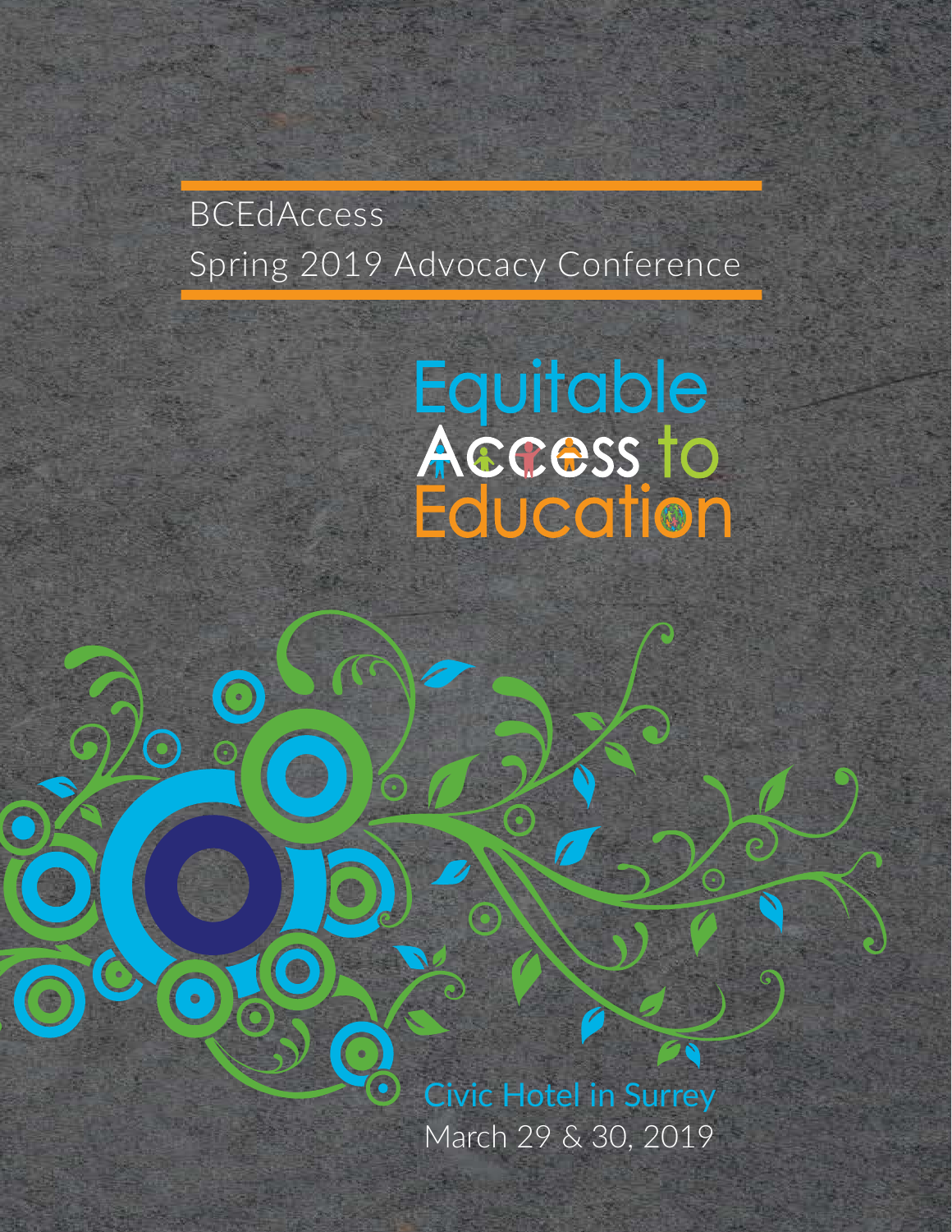BCEdAccess

Spring 2019 Advocacy Conference

# Equitable Access to Education

Civic Hotel in Surrey

March 29 & 30, 2019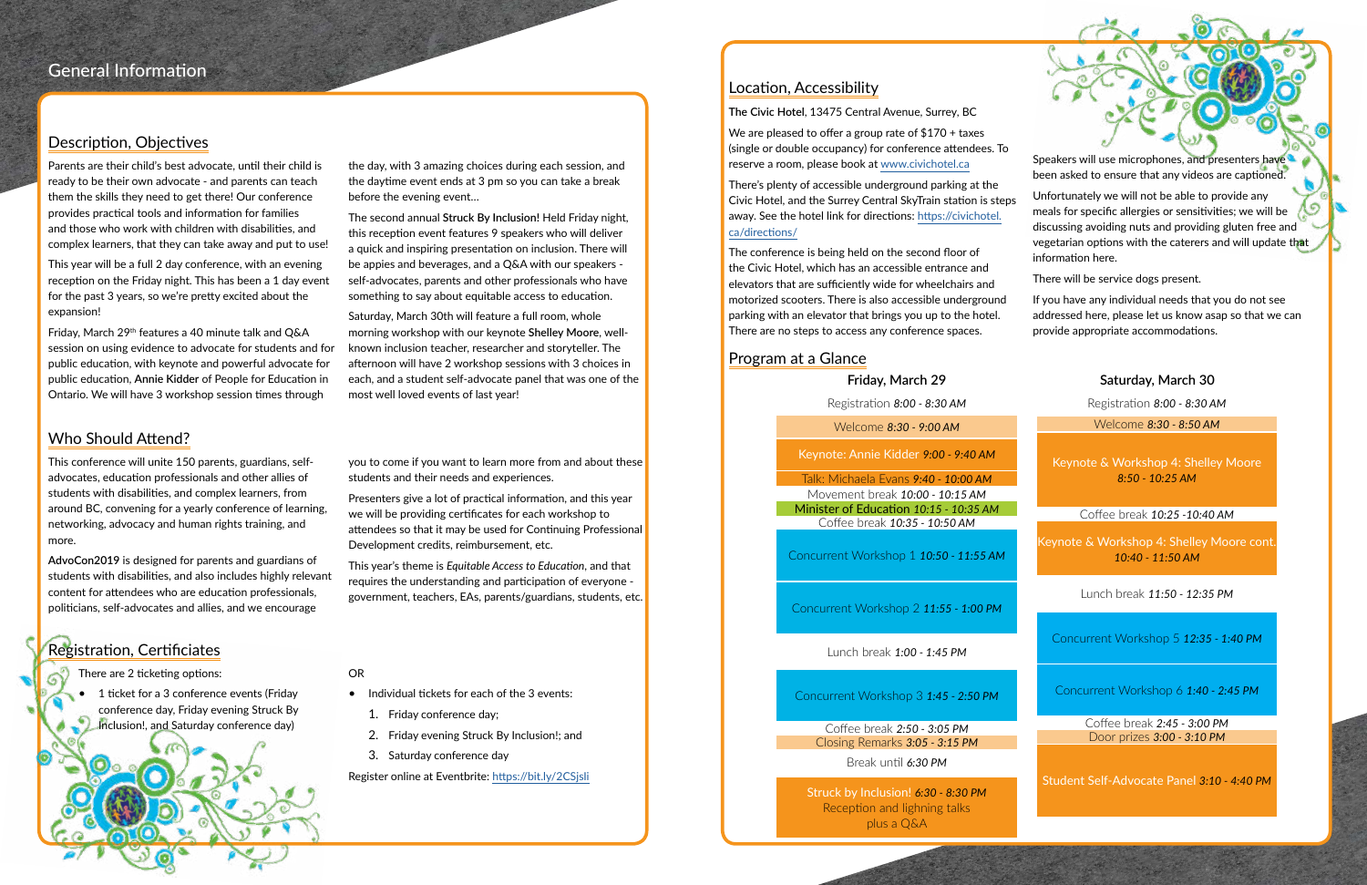# General Information

## Description, Objectives

Parents are their child's best advocate, until their child is ready to be their own advocate - and parents can teach them the skills they need to get there! Our conference provides practical tools and information for families and those who work with children with disabilities, and complex learners, that they can take away and put to use!

This year will be a full 2 day conference, with an evening reception on the Friday night. This has been a 1 day event for the past 3 years, so we're pretty excited about the expansion!

Friday, March 29th features a 40 minute talk and Q&A session on using evidence to advocate for students and for public education, with keynote and powerful advocate for public education, **Annie Kidder** of People for Education in Ontario. We will have 3 workshop session times through the day, with 3 amazing choices during each session, and the daytime event ends at 3 pm so you can take a break before the evening event...

The second annual **Struck By Inclusion!** Held Friday night, this reception event features 9 speakers who will deliver a quick and inspiring presentation on inclusion. There will be appies and beverages, and a Q&A with our speakers - self-advocates, parents and other professionals who have something to say about equitable access to education.

Saturday, March 30th will feature a full room, whole morning workshop with our keynote **Shelley Moore**, well-known inclusion teacher, researcher and storyteller. The afternoon will have 2 workshop sessions with 3 choices in each, and a student self-advocate panel that was one of the most well loved events of last year!

## Who Should Attend?

This conference will unite 150 parents, guardians, self-advocates, education professionals and other allies of students with disabilities, and complex learners, from around BC, convening for a yearly conference of learning, networking, advocacy and human rights training, and more.

**AdvoCon2019** is designed for parents and guardians of students with disabilities, and also includes highly relevant content for attendees who are education professionals, politicians, self-advocates and allies, and we encourage you to come if you want to learn more from and about these students and their needs and experiences.

Presenters give a lot of practical information, and this year we will be providing certificates for each workshop to attendees so that it may be used for Continuing Professional Development credits, reimbursement, etc.

This year's theme is *Equitable Access to Education*, and that requires the understanding and participation of everyone - government, teachers, EAs, parents/guardians, students, etc.

## Registration, Certificates

There are 2 ticketing options:

- 1 ticket for a 3 conference events (Friday conference day, Friday evening Struck By Inclusion!, and Saturday conference day)

OR

- Individual tickets for each of the 3 events:
  1. Friday conference day;
  2. Friday evening Struck By Inclusion!; and
  3. Saturday conference day

Register online at Eventbrite: https://bit.ly/2CSjsli

## Location, Accessibility

**The Civic Hotel**, 13475 Central Avenue, Surrey, BC

We are pleased to offer a group rate of $170 + taxes (single or double occupancy) for conference attendees. To reserve a room, please book at www.civichotel.ca

There's plenty of accessible underground parking at the Civic Hotel, and the Surrey Central SkyTrain station is steps away. See the hotel link for directions: https://civichotel.ca/directions/

The conference is being held on the second floor of the Civic Hotel, which has an accessible entrance and elevators that are sufficiently wide for wheelchairs and motorized scooters. There is also accessible underground parking with an elevator that brings you up to the hotel. There are no steps to access any conference spaces.

Speakers will use microphones, and presenters have been asked to ensure that any videos are captioned.

Unfortunately we will not be able to provide any meals for specific allergies or sensitivities; we will be discussing avoiding nuts and providing gluten free and vegetarian options with the caterers and will update that information here.

There will be service dogs present.

If you have any individual needs that you do not see addressed here, please let us know asap so that we can provide appropriate accommodations.

## Program at a Glance

### Friday, March 29

- Registration *8:00 - 8:30 AM*
- Welcome *8:30 - 9:00 AM*
- Keynote: Annie Kidder *9:00 - 9:40 AM*
- Talk: Michaela Evans *9:40 - 10:00 AM*
- Movement break *10:00 - 10:15 AM*
- Minister of Education *10:15 - 10:35 AM*
- Coffee break *10:35 - 10:50 AM*
- Concurrent Workshop 1 *10:50 - 11:55 AM*
- Concurrent Workshop 2 *11:55 - 1:00 PM*
- Lunch break *1:00 - 1:45 PM*
- Concurrent Workshop 3 *1:45 - 2:50 PM*
- Coffee break *2:50 - 3:05 PM*
- Closing Remarks *3:05 - 3:15 PM*
- Break until *6:30 PM*
- Struck by Inclusion! *6:30 - 8:30 PM* Reception and lighning talks plus a Q&A

### Saturday, March 30

- Registration *8:00 - 8:30 AM*
- Welcome *8:30 - 8:50 AM*
- Keynote & Workshop 4: Shelley Moore *8:50 - 10:25 AM*
- Coffee break *10:25 -10:40 AM*
- Keynote & Workshop 4: Shelley Moore cont. *10:40 - 11:50 AM*
- Lunch break *11:50 - 12:35 PM*
- Concurrent Workshop 5 *12:35 - 1:40 PM*
- Concurrent Workshop 6 *1:40 - 2:45 PM*
- Coffee break *2:45 - 3:00 PM*
- Door prizes *3:00 - 3:10 PM*
- Student Self-Advocate Panel *3:10 - 4:40 PM*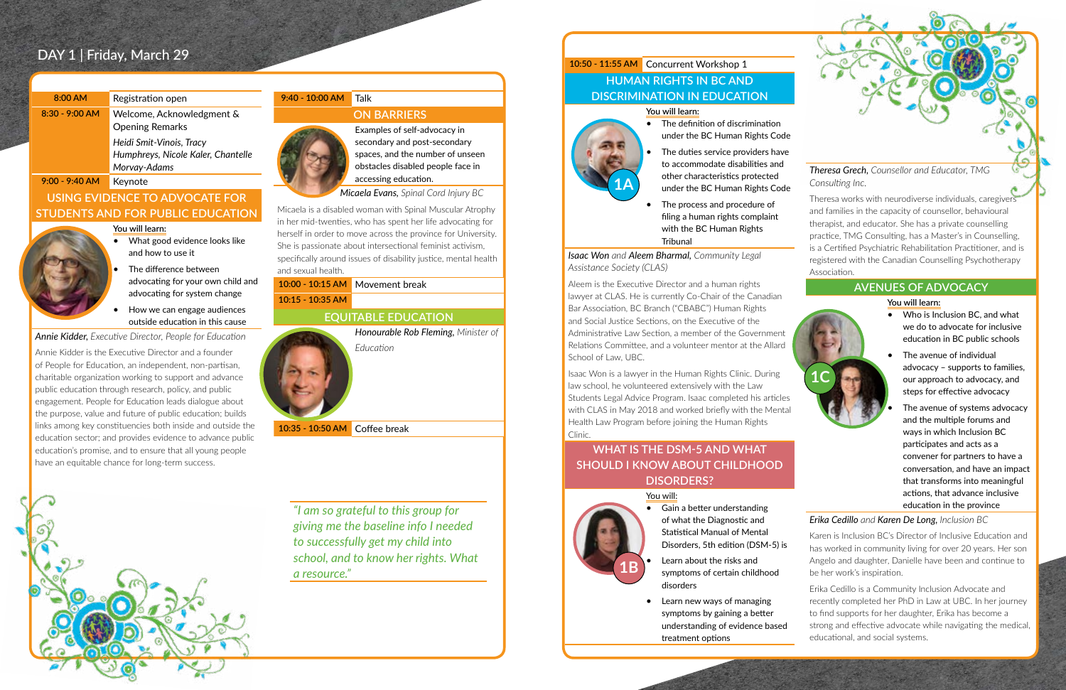## DAY 1 | Friday, March 29

**8:00 AM** — Registration open

**8:30 - 9:00 AM** — Welcome, Acknowledgment & Opening Remarks

*Heidi Smit-Vinois, Tracy Humphreys, Nicole Kaler, Chantelle Morvay-Adams*

**9:00 - 9:40 AM** — Keynote

### USING EVIDENCE TO ADVOCATE FOR STUDENTS AND FOR PUBLIC EDUCATION

You will learn:

- What good evidence looks like and how to use it
- The difference between advocating for your own child and advocating for system change
- How we can engage audiences outside education in this cause

***Annie Kidder,*** *Executive Director, People for Education*

Annie Kidder is the Executive Director and a founder of People for Education, an independent, non-partisan, charitable organization working to support and advance public education through research, policy, and public engagement. People for Education leads dialogue about the purpose, value and future of public education; builds links among key constituencies both inside and outside the education sector; and provides evidence to advance public education's promise, and to ensure that all young people have an equitable chance for long-term success.

**9:40 - 10:00 AM** — Talk

### ON BARRIERS

Examples of self-advocacy in secondary and post-secondary spaces, and the number of unseen obstacles disabled people face in accessing education.

***Micaela Evans,*** *Spinal Cord Injury BC*

Micaela is a disabled woman with Spinal Muscular Atrophy in her mid-twenties, who has spent her life advocating for herself in order to move across the province for University. She is passionate about intersectional feminist activism, specifically around issues of disability justice, mental health and sexual health.

**10:00 - 10:15 AM** — Movement break

**10:15 - 10:35 AM**

### EQUITABLE EDUCATION

***Honourable Rob Fleming,*** *Minister of Education*

**10:35 - 10:50 AM** — Coffee break

*"I am so grateful to this group for giving me the baseline info I needed to successfully get my child into school, and to know her rights. What a resource."*

**10:50 - 11:55 AM** — Concurrent Workshop 1

### 1A — HUMAN RIGHTS IN BC AND DISCRIMINATION IN EDUCATION

You will learn:

- The definition of discrimination under the BC Human Rights Code
- The duties service providers have to accommodate disabilities and other characteristics protected under the BC Human Rights Code
- The process and procedure of filing a human rights complaint with the BC Human Rights Tribunal

***Isaac Won*** *and* ***Aleem Bharmal,*** *Community Legal Assistance Society (CLAS)*

Aleem is the Executive Director and a human rights lawyer at CLAS. He is currently Co-Chair of the Canadian Bar Association, BC Branch ("CBABC") Human Rights and Social Justice Sections, on the Executive of the Administrative Law Section, a member of the Government Relations Committee, and a volunteer mentor at the Allard School of Law, UBC.

Isaac Won is a lawyer in the Human Rights Clinic. During law school, he volunteered extensively with the Law Students Legal Advice Program. Isaac completed his articles with CLAS in May 2018 and worked briefly with the Mental Health Law Program before joining the Human Rights Clinic.

### 1B — WHAT IS THE DSM-5 AND WHAT SHOULD I KNOW ABOUT CHILDHOOD DISORDERS?

You will:

- Gain a better understanding of what the Diagnostic and Statistical Manual of Mental Disorders, 5th edition (DSM-5) is
- Learn about the risks and symptoms of certain childhood disorders
- Learn new ways of managing symptoms by gaining a better understanding of evidence based treatment options

***Theresa Grech,*** *Counsellor and Educator, TMG Consulting Inc.*

Theresa works with neurodiverse individuals, caregivers and families in the capacity of counsellor, behavioural therapist, and educator. She has a private counselling practice, TMG Consulting, has a Master's in Counselling, is a Certified Psychiatric Rehabilitation Practitioner, and is registered with the Canadian Counselling Psychotherapy Association.

### 1C — AVENUES OF ADVOCACY

You will learn:

- Who is Inclusion BC, and what we do to advocate for inclusive education in BC public schools
- The avenue of individual advocacy – supports to families, our approach to advocacy, and steps for effective advocacy
- The avenue of systems advocacy and the multiple forums and ways in which Inclusion BC participates and acts as a convener for partners to have a conversation, and have an impact that transforms into meaningful actions, that advance inclusive education in the province

***Erika Cedillo*** *and* ***Karen De Long,*** *Inclusion BC*

Karen is Inclusion BC's Director of Inclusive Education and has worked in community living for over 20 years. Her son Angelo and daughter, Danielle have been and continue to be her work's inspiration.

Erika Cedillo is a Community Inclusion Advocate and recently completed her PhD in Law at UBC. In her journey to find supports for her daughter, Erika has become a strong and effective advocate while navigating the medical, educational, and social systems.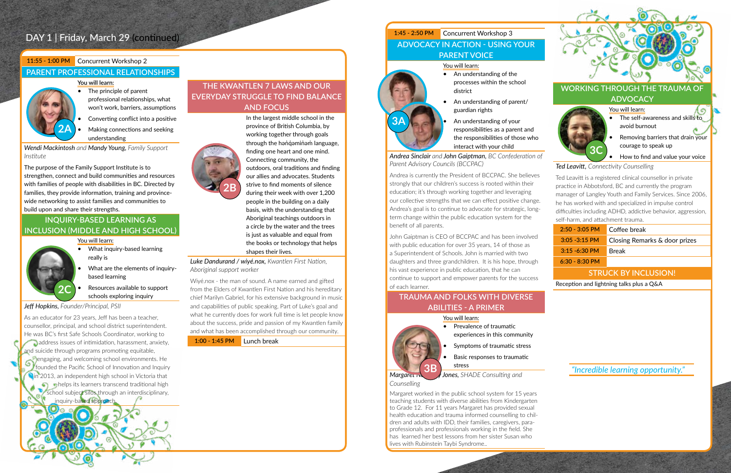## DAY 1 | Friday, March 29 (continued)

**11:55 - 1:00 PM** Concurrent Workshop 2

### PARENT PROFESSIONAL RELATIONSHIPS

**2A**

You will learn:

- The principle of parent professional relationships, what won't work, barriers, assumptions
- Converting conflict into a positive
- Making connections and seeking understanding

*Wendi Mackintosh and Mandy Young, Family Support Institute*

The purpose of the Family Support Institute is to strengthen, connect and build communities and resources with families of people with disabilities in BC. Directed by families, they provide information, training and province-wide networking to assist families and communities to build upon and share their strengths.

### INQUIRY-BASED LEARNING AS INCLUSION (MIDDLE AND HIGH SCHOOL)

**2C**

You will learn:

- What inquiry-based learning really is
- What are the elements of inquiry-based learning
- Resources available to support schools exploring inquiry

*Jeff Hopkins, Founder/Principal, PSII*

As an educator for 23 years, Jeff has been a teacher, counsellor, principal, and school district superintendent. He was BC's first Safe Schools Coordinator, working to address issues of intimidation, harassment, anxiety, and suicide through programs promoting equitable, engaging, and welcoming school environments. He founded the Pacific School of Innovation and Inquiry in 2013, an independent high school in Victoria that helps its learners transcend traditional high school subject silos through an interdisciplinary, inquiry-based approach.

### THE KWANTLEN 7 LAWS AND OUR EVERYDAY STRUGGLE TO FIND BALANCE AND FOCUS

**2B**

In the largest middle school in the province of British Columbia, by working together through goals through the hən̓q̓əmin̓əm̓ language, finding one heart and one mind. Connecting community, the outdoors, oral traditions and finding our allies and advocates. Students strive to find moments of silence during their week with over 1,200 people in the building on a daily basis, with the understanding that Aboriginal teachings outdoors in a circle by the water and the trees is just as valuable and equal from the books or technology that helps shapes their lives.

*Luke Dandurand / wiyé.nox, Kwantlen First Nation, Aboriginal support worker*

Wiyé.nox - the man of sound. A name earned and gifted from the Elders of Kwantlen First Nation and his hereditary chief Marilyn Gabriel, for his extensive background in music and capabilities of public speaking. Part of Luke's goal and what he currently does for work full time is let people know about the success, pride and passion of my Kwantlen family and what has been accomplished through our community.

**1:00 - 1:45 PM** Lunch break

**1:45 - 2:50 PM** Concurrent Workshop 3

### ADVOCACY IN ACTION - USING YOUR PARENT VOICE

**3A**

You will learn:

- An understanding of the processes within the school district
- An understanding of parent/guardian rights
- An understanding of your responsibilities as a parent and the responsibilities of those who interact with your child

*Andrea Sinclair and John Gaiptman, BC Confederation of Parent Advisory Councils (BCCPAC)*

Andrea is currently the President of BCCPAC. She believes strongly that our children's success is rooted within their education; it's through working together and leveraging our collective strengths that we can effect positive change. Andrea's goal is to continue to advocate for strategic, long-term change within the public education system for the benefit of all parents.

John Gaiptman is CEO of BCCPAC and has been involved with public education for over 35 years, 14 of those as a Superintendent of Schools. John is married with two daughters and three grandchildren. It is his hope, through his vast experience in public education, that he can continue to support and empower parents for the success of each learner.

### TRAUMA AND FOLKS WITH DIVERSE ABILITIES - A PRIMER

**3B**

You will learn:

- Prevalence of traumatic experiences in this community
- Symptoms of traumatic stress
- Basic responses to traumatic stress

*Margaret N... Jones, SHADE Consulting and Counselling*

Margaret worked in the public school system for 15 years teaching students with diverse abilities from Kindergarten to Grade 12. For 11 years Margaret has provided sexual health education and trauma informed counselling to children and adults with IDD, their families, caregivers, para-professionals and professionals working in the field. She has learned her best lessons from her sister Susan who lives with Rubinstein Taybi Syndrome..

### WORKING THROUGH THE TRAUMA OF ADVOCACY

**3C**

You will learn:

- The self-awareness and skills to avoid burnout
- Removing barriers that drain your courage to speak up
- How to find and value your voice

*Ted Leavitt, Connectivity Counselling*

Ted Leavitt is a registered clinical counsellor in private practice in Abbotsford, BC and currently the program manager of Langley Youth and Family Services. Since 2006, he has worked with and specialized in impulse control difficulties including ADHD, addictive behavior, aggression, self-harm, and attachment trauma.

| | |
|---|---|
| 2:50 - 3:05 PM | Coffee break |
| 3:05 -3:15 PM | Closing Remarks & door prizes |
| 3:15 -6:30 PM | Break |
| 6:30 - 8:30 PM | |

### STRUCK BY INCLUSION!

Reception and lightning talks plus a Q&A

*"Incredible learning opportunity."*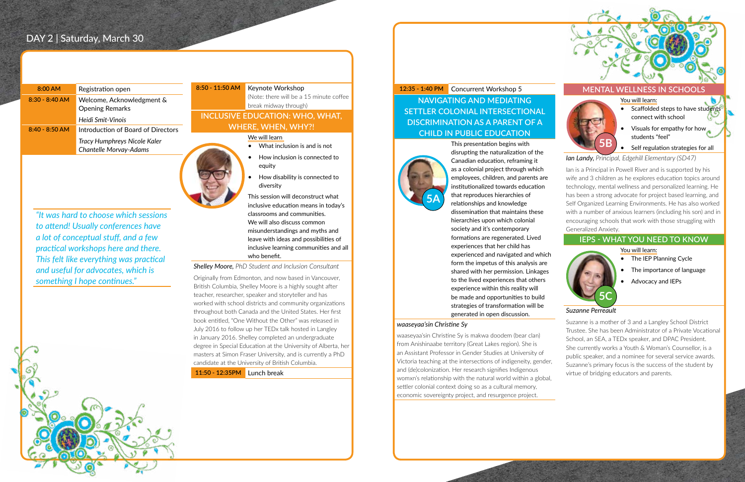## DAY 2 | Saturday, March 30

| 8:00 AM | Registration open |
|---|---|
| 8:30 - 8:40 AM | Welcome, Acknowledgment & Opening Remarks *Heidi Smit-Vinois* |
| 8:40 - 8:50 AM | Introduction of Board of Directors *Tracy Humphreys Nicole Kaler Chantelle Morvay-Adams* |

*"It was hard to choose which sessions to attend! Usually conferences have a lot of conceptual stuff, and a few practical workshops here and there. This felt like everything was practical and useful for advocates, which is something I hope continues."*

**8:50 - 11:50 AM** Keynote Workshop (Note: there will be a 15 minute coffee break midway through)

### INCLUSIVE EDUCATION: WHO, WHAT, WHERE, WHEN, WHY?!

We will learn

- What inclusion is and is not
- How inclusion is connected to equity
- How disability is connected to diversity

This session will deconstruct what inclusive education means in today's classrooms and communities. We will also discuss common misunderstandings and myths and leave with ideas and possibilities of inclusive learning communities and all who benefit.

***Shelley Moore,*** *PhD Student and Inclusion Consultant*

Originally from Edmonton, and now based in Vancouver, British Columbia, Shelley Moore is a highly sought after teacher, researcher, speaker and storyteller and has worked with school districts and community organizations throughout both Canada and the United States. Her first book entitled, "One Without the Other" was released in July 2016 to follow up her TEDx talk hosted in Langley in January 2016. Shelley completed an undergraduate degree in Special Education at the University of Alberta, her masters at Simon Fraser University, and is currently a PhD candidate at the University of British Columbia.

**11:50 - 12:35PM** Lunch break

**12:35 - 1:40 PM** Concurrent Workshop 5

### 5A: NAVIGATING AND MEDIATING SETTLER COLONIAL INTERSECTIONAL DISCRIMINATION AS A PARENT OF A CHILD IN PUBLIC EDUCATION

This presentation begins with disrupting the naturalization of the Canadian education, reframing it as a colonial project through which employees, children, and parents are institutionalized towards education that reproduces hierarchies of relationships and knowledge dissemination that maintains these hierarchies upon which colonial society and it's contemporary formations are regenerated. Lived experiences that her child has experienced and navigated and which form the impetus of this analysis are shared with her permission. Linkages to the lived experiences that others experience within this reality will be made and opportunities to build strategies of transformation will be generated in open discussion.

*waaseyaa'sin Christine Sy*

waaseyaa'sin Christine Sy is makwa doodem (bear clan) from Anishinaabe territory (Great Lakes region). She is an Assistant Professor in Gender Studies at University of Victoria teaching at the intersections of indigeneity, gender, and (de)colonization. Her research signifies Indigenous womxn's relationship with the natural world within a global, settler colonial context doing so as a cultural memory, economic sovereignty project, and resurgence project.

### 5B: MENTAL WELLNESS IN SCHOOLS

You will learn:

- Scaffolded steps to have students connect with school
- Visuals for empathy for how students "feel"
- Self regulation strategies for all

***Ian Landy,*** *Principal, Edgehill Elementary (SD47)*

Ian is a Principal in Powell River and is supported by his wife and 3 children as he explores education topics around technology, mental wellness and personalized learning. He has been a strong advocate for project based learning, and Self Organized Learning Environments. He has also worked with a number of anxious learners (including his son) and in encouraging schools that work with those struggling with Generalized Anxiety.

### 5C: IEPS - WHAT YOU NEED TO KNOW

You will learn:

- The IEP Planning Cycle
- The importance of language
- Advocacy and IEPs

*Suzanne Perreault*

Suzanne is a mother of 3 and a Langley School District Trustee. She has been Administrator of a Private Vocational School, an SEA, a TEDx speaker, and DPAC President. She currently works a Youth & Woman's Counsellor, is a public speaker, and a nominee for several service awards. Suzanne's primary focus is the success of the student by virtue of bridging educators and parents.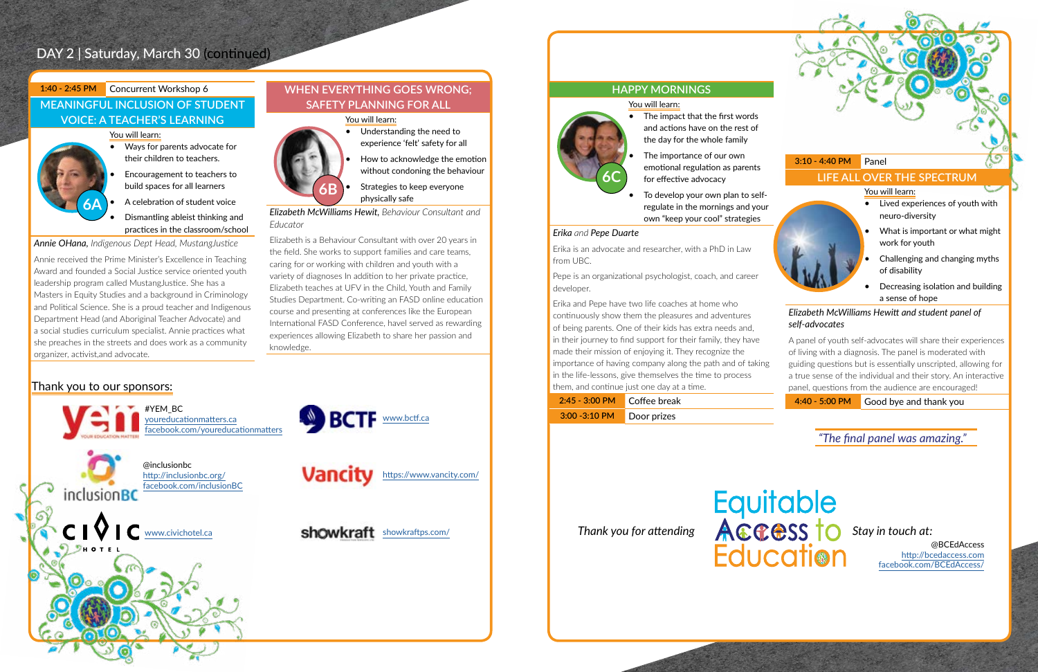## DAY 2 | Saturday, March 30 (continued)

| 1:40 - 2:45 PM | Concurrent Workshop 6 |
| --- | --- |

### MEANINGFUL INCLUSION OF STUDENT VOICE: A TEACHER'S LEARNING

**6A**

You will learn:

- Ways for parents advocate for their children to teachers.
- Encouragement to teachers to build spaces for all learners
- A celebration of student voice
- Dismantling ableist thinking and practices in the classroom/school

*Annie OHana, Indigenous Dept Head, MustangJustice*

Annie received the Prime Minister's Excellence in Teaching Award and founded a Social Justice service oriented youth leadership program called MustangJustice. She has a Masters in Equity Studies and a background in Criminology and Political Science. She is a proud teacher and Indigenous Department Head (and Aboriginal Teacher Advocate) and a social studies curriculum specialist. Annie practices what she preaches in the streets and does work as a community organizer, activist,and advocate.

### WHEN EVERYTHING GOES WRONG; SAFETY PLANNING FOR ALL

**6B**

You will learn:

- Understanding the need to experience 'felt' safety for all
- How to acknowledge the emotion without condoning the behaviour
- Strategies to keep everyone physically safe

***Elizabeth McWilliams Hewit**, Behaviour Consultant and Educator*

Elizabeth is a Behaviour Consultant with over 20 years in the field. She works to support families and care teams, caring for or working with children and youth with a variety of diagnoses In addition to her private practice, Elizabeth teaches at UFV in the Child, Youth and Family Studies Department. Co-writing an FASD online education course and presenting at conferences like the European International FASD Conference, havel served as rewarding experiences allowing Elizabeth to share her passion and knowledge.

### HAPPY MORNINGS

**6C**

You will learn:

- The impact that the first words and actions have on the rest of the day for the whole family
- The importance of our own emotional regulation as parents for effective advocacy
- To develop your own plan to self-regulate in the mornings and your own "keep your cool" strategies

***Erika** and **Pepe Duarte***

Erika is an advocate and researcher, with a PhD in Law from UBC.

Pepe is an organizational psychologist, coach, and career developer.

Erika and Pepe have two life coaches at home who continuously show them the pleasures and adventures of being parents. One of their kids has extra needs and, in their journey to find support for their family, they have made their mission of enjoying it. They recognize the importance of having company along the path and of taking in the life-lessons, give themselves the time to process them, and continue just one day at a time.

| 2:45 - 3:00 PM | Coffee break |
| --- | --- |
| 3:00 -3:10 PM | Door prizes |

| 3:10 - 4:40 PM | Panel |
| --- | --- |

### LIFE ALL OVER THE SPECTRUM

You will learn:

- Lived experiences of youth with neuro-diversity
- What is important or what might work for youth
- Challenging and changing myths of disability
- Decreasing isolation and building a sense of hope

*Elizabeth McWilliams Hewitt and student panel of self-advocates*

A panel of youth self-advocates will share their experiences of living with a diagnosis. The panel is moderated with guiding questions but is essentially unscripted, allowing for a true sense of the individual and their story. An interactive panel, questions from the audience are encouraged!

| 4:40 - 5:00 PM | Good bye and thank you |
| --- | --- |

*"The final panel was amazing."*

### Thank you to our sponsors:

- #YEM_BC — youreducationmatters.ca — facebook.com/youreducationmatters
- BCTF — www.bctf.ca
- @inclusionbc — http://inclusionbc.org/ — facebook.com/inclusionBC
- Vancity — https://www.vancity.com/
- Civic Hotel — www.civichotel.ca
- showkraft — showkraftps.com/

*Thank you for attending*

Equitable Access to Education

*Stay in touch at:*

@BCEdAccess
http://bcedaccess.com
facebook.com/BCEdAccess/